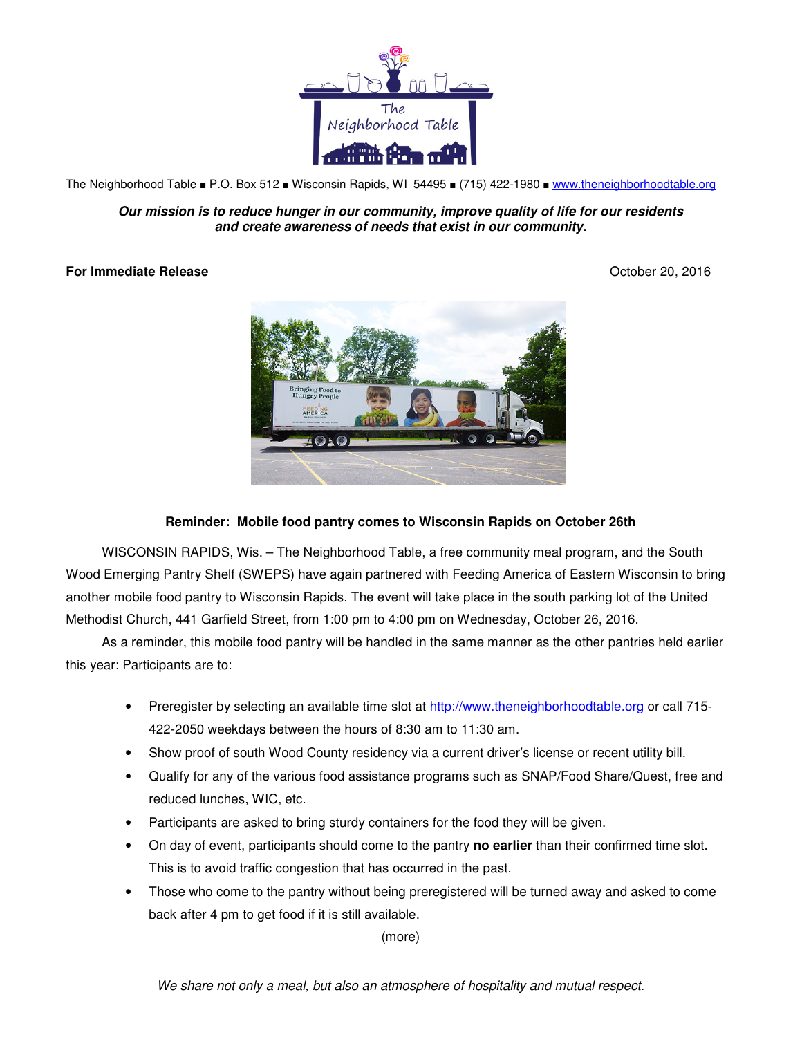The Neighborhood Table ■ P.O. Box 512 ■ Wisconsin Rapids, WI 54495 ■ (715) 422-1980 ■ www.theneighborhoodtable.org

***Our mission is to reduce hunger in our community, improve quality of life for our residents and create awareness of needs that exist in our community.***

**For Immediate Release** October 20, 2016

**Reminder: Mobile food pantry comes to Wisconsin Rapids on October 26th**

WISCONSIN RAPIDS, Wis. – The Neighborhood Table, a free community meal program, and the South Wood Emerging Pantry Shelf (SWEPS) have again partnered with Feeding America of Eastern Wisconsin to bring another mobile food pantry to Wisconsin Rapids. The event will take place in the south parking lot of the United Methodist Church, 441 Garfield Street, from 1:00 pm to 4:00 pm on Wednesday, October 26, 2016.

As a reminder, this mobile food pantry will be handled in the same manner as the other pantries held earlier this year: Participants are to:

- Preregister by selecting an available time slot at http://www.theneighborhoodtable.org or call 715-422-2050 weekdays between the hours of 8:30 am to 11:30 am.
- Show proof of south Wood County residency via a current driver's license or recent utility bill.
- Qualify for any of the various food assistance programs such as SNAP/Food Share/Quest, free and reduced lunches, WIC, etc.
- Participants are asked to bring sturdy containers for the food they will be given.
- On day of event, participants should come to the pantry **no earlier** than their confirmed time slot. This is to avoid traffic congestion that has occurred in the past.
- Those who come to the pantry without being preregistered will be turned away and asked to come back after 4 pm to get food if it is still available.

(more)

*We share not only a meal, but also an atmosphere of hospitality and mutual respect.*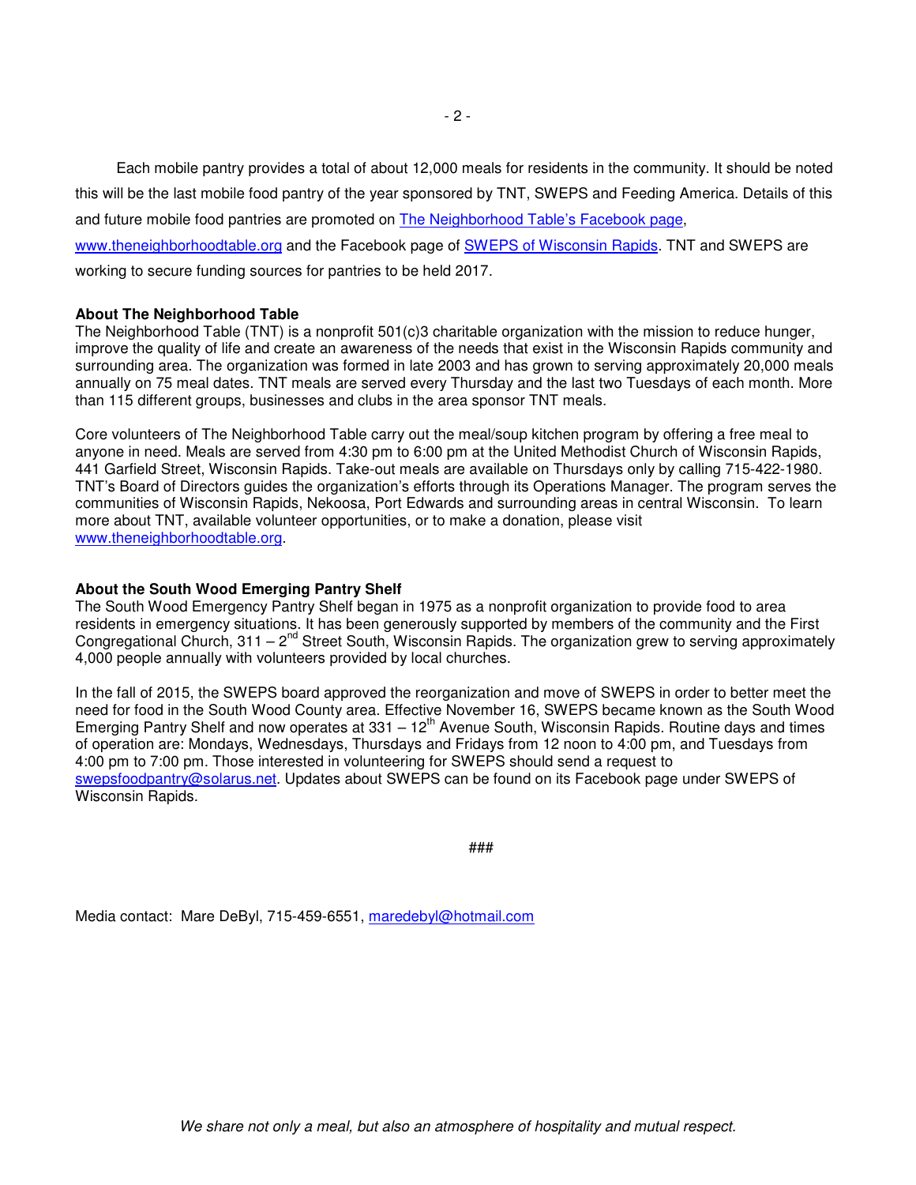Each mobile pantry provides a total of about 12,000 meals for residents in the community. It should be noted this will be the last mobile food pantry of the year sponsored by TNT, SWEPS and Feeding America. Details of this and future mobile food pantries are promoted on The Neighborhood Table's Facebook page, www.theneighborhoodtable.org and the Facebook page of SWEPS of Wisconsin Rapids. TNT and SWEPS are working to secure funding sources for pantries to be held 2017.

**About The Neighborhood Table**

The Neighborhood Table (TNT) is a nonprofit 501(c)3 charitable organization with the mission to reduce hunger, improve the quality of life and create an awareness of the needs that exist in the Wisconsin Rapids community and surrounding area. The organization was formed in late 2003 and has grown to serving approximately 20,000 meals annually on 75 meal dates. TNT meals are served every Thursday and the last two Tuesdays of each month. More than 115 different groups, businesses and clubs in the area sponsor TNT meals.

Core volunteers of The Neighborhood Table carry out the meal/soup kitchen program by offering a free meal to anyone in need. Meals are served from 4:30 pm to 6:00 pm at the United Methodist Church of Wisconsin Rapids, 441 Garfield Street, Wisconsin Rapids. Take-out meals are available on Thursdays only by calling 715-422-1980. TNT's Board of Directors guides the organization's efforts through its Operations Manager. The program serves the communities of Wisconsin Rapids, Nekoosa, Port Edwards and surrounding areas in central Wisconsin. To learn more about TNT, available volunteer opportunities, or to make a donation, please visit www.theneighborhoodtable.org.

**About the South Wood Emerging Pantry Shelf**

The South Wood Emergency Pantry Shelf began in 1975 as a nonprofit organization to provide food to area residents in emergency situations. It has been generously supported by members of the community and the First Congregational Church, 311 – 2nd Street South, Wisconsin Rapids. The organization grew to serving approximately 4,000 people annually with volunteers provided by local churches.

In the fall of 2015, the SWEPS board approved the reorganization and move of SWEPS in order to better meet the need for food in the South Wood County area. Effective November 16, SWEPS became known as the South Wood Emerging Pantry Shelf and now operates at 331 – 12th Avenue South, Wisconsin Rapids. Routine days and times of operation are: Mondays, Wednesdays, Thursdays and Fridays from 12 noon to 4:00 pm, and Tuesdays from 4:00 pm to 7:00 pm. Those interested in volunteering for SWEPS should send a request to swepsfoodpantry@solarus.net. Updates about SWEPS can be found on its Facebook page under SWEPS of Wisconsin Rapids.

###

Media contact: Mare DeByl, 715-459-6551, maredebyl@hotmail.com

*We share not only a meal, but also an atmosphere of hospitality and mutual respect.*